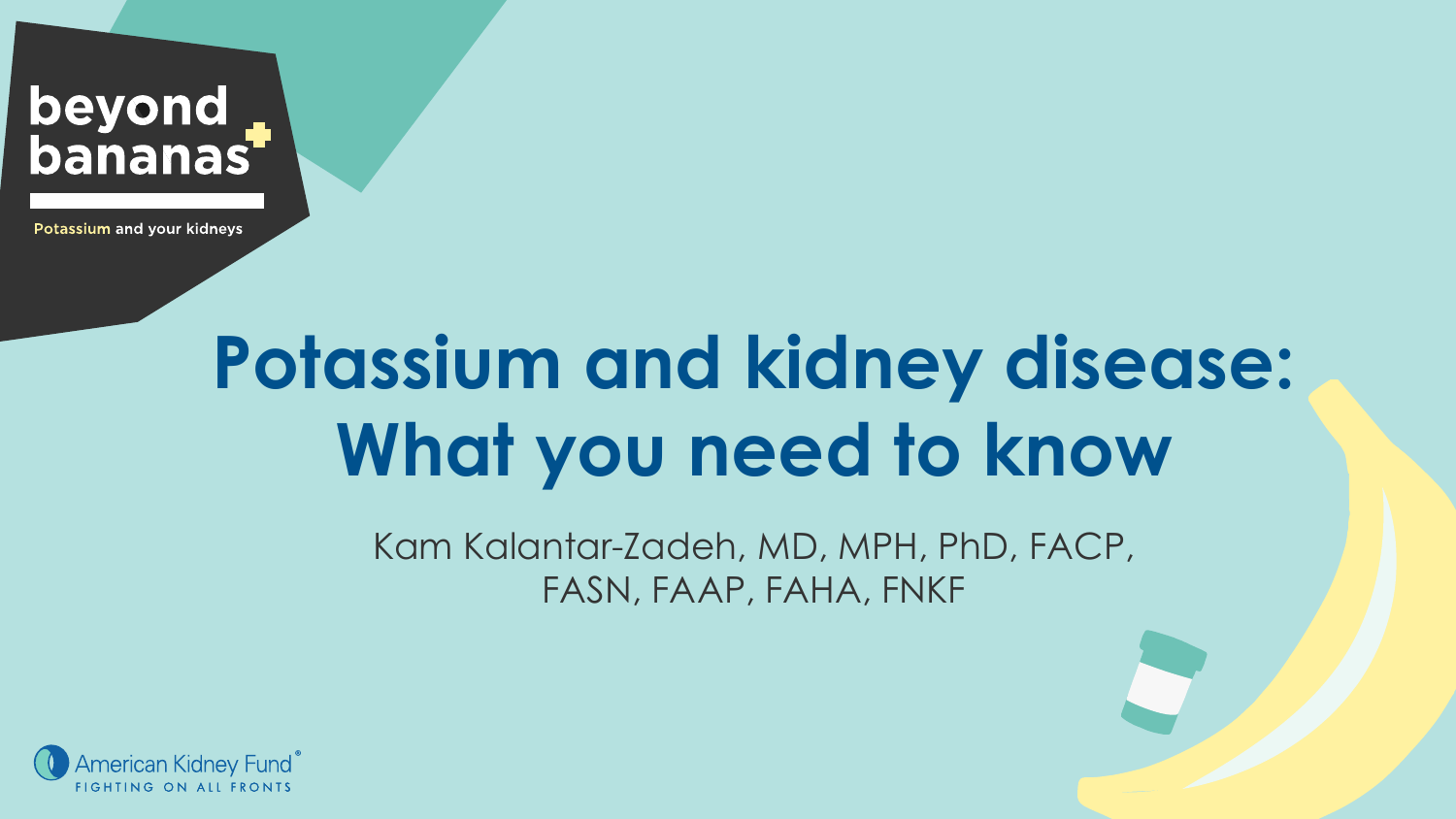beyond bananas

Potassium and your kidneys

# Potassium and kidney disease: What you need to know

Kam Kalantar-Zadeh, MD, MPH, PhD, FACP, FASN, FAAP, FAHA, FNKF

American Kidney Fund®
FIGHTING ON ALL FRONTS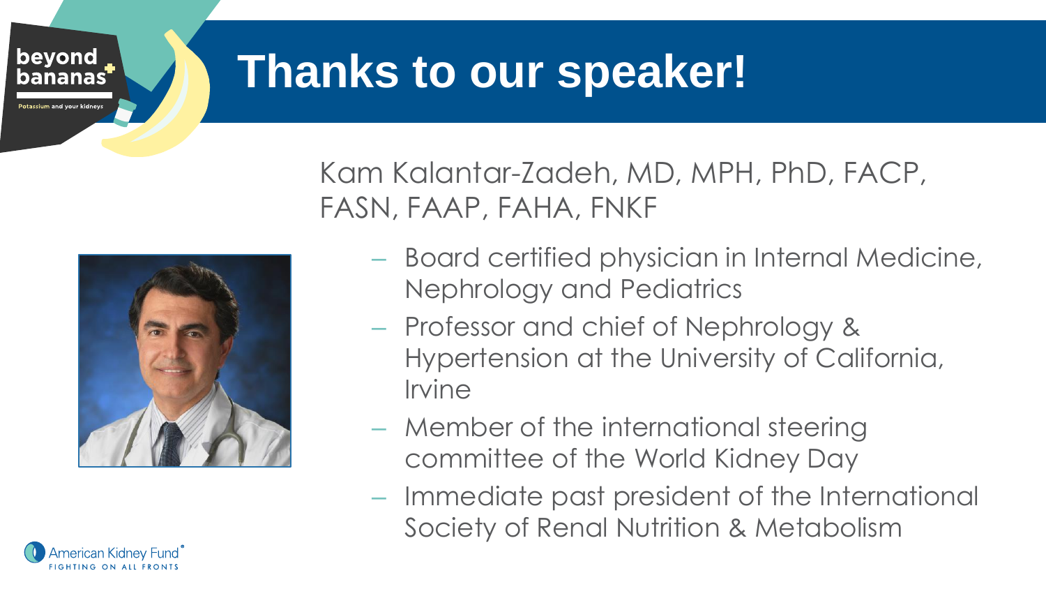# Thanks to our speaker!

Kam Kalantar-Zadeh, MD, MPH, PhD, FACP, FASN, FAAP, FAHA, FNKF

- Board certified physician in Internal Medicine, Nephrology and Pediatrics
- Professor and chief of Nephrology & Hypertension at the University of California, Irvine
- Member of the international steering committee of the World Kidney Day
- Immediate past president of the International Society of Renal Nutrition & Metabolism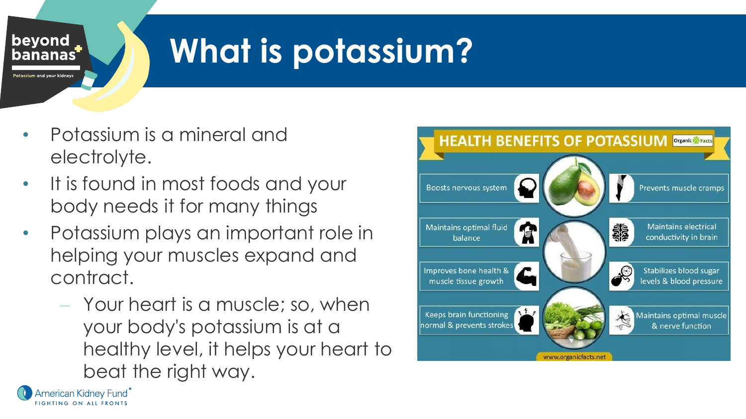# What is potassium?

- Potassium is a mineral and electrolyte.
- It is found in most foods and your body needs it for many things
- Potassium plays an important role in helping your muscles expand and contract.
  - Your heart is a muscle; so, when your body's potassium is at a healthy level, it helps your heart to beat the right way.

**HEALTH BENEFITS OF POTASSIUM**

- Boosts nervous system
- Maintains optimal fluid balance
- Improves bone health & muscle tissue growth
- Keeps brain functioning normal & prevents strokes
- Prevents muscle cramps
- Maintains electrical conductivity in brain
- Stabilizes blood sugar levels & blood pressure
- Maintains optimal muscle & nerve function

www.organicfacts.net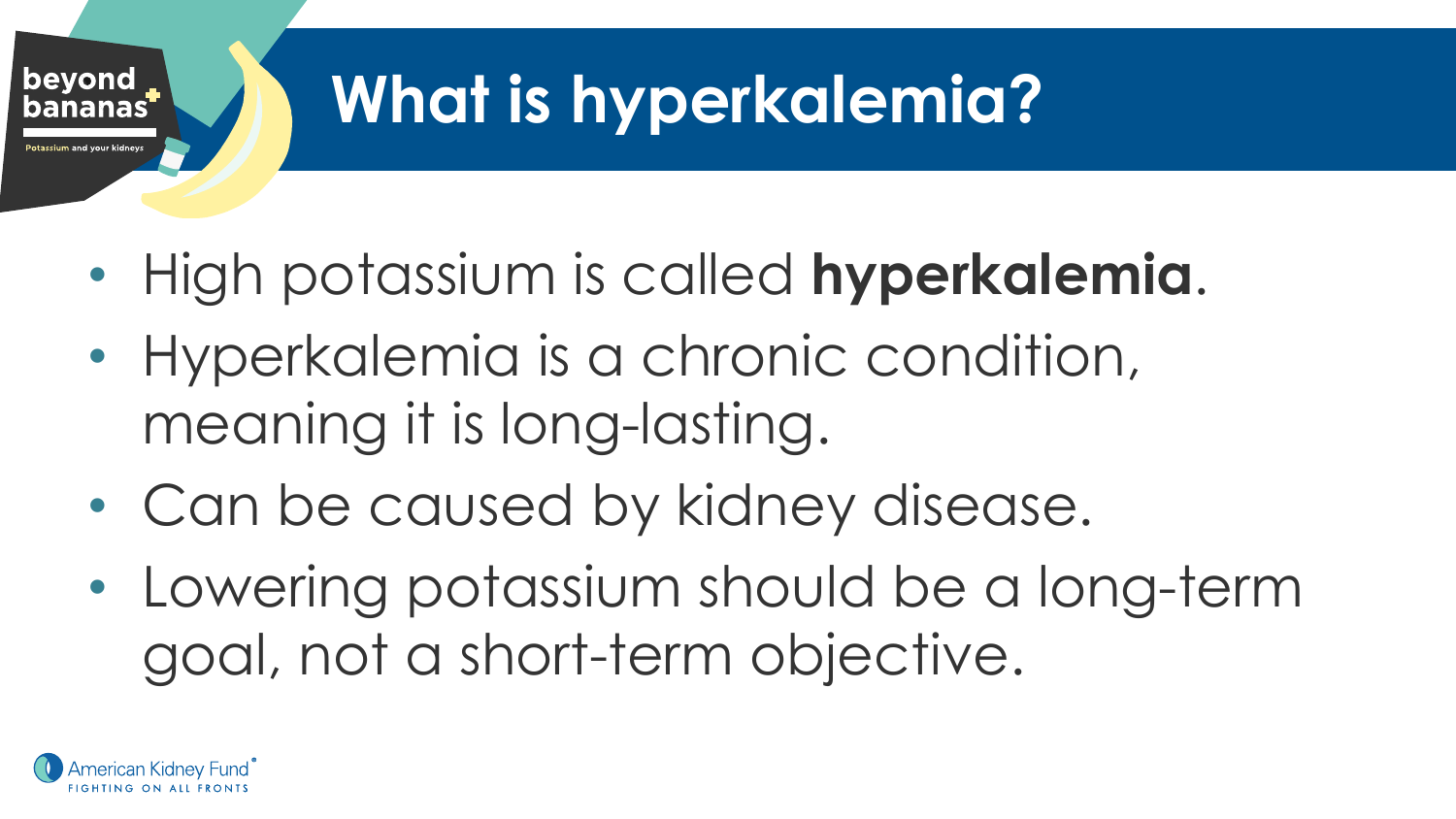# What is hyperkalemia?

- High potassium is called **hyperkalemia**.
- Hyperkalemia is a chronic condition, meaning it is long-lasting.
- Can be caused by kidney disease.
- Lowering potassium should be a long-term goal, not a short-term objective.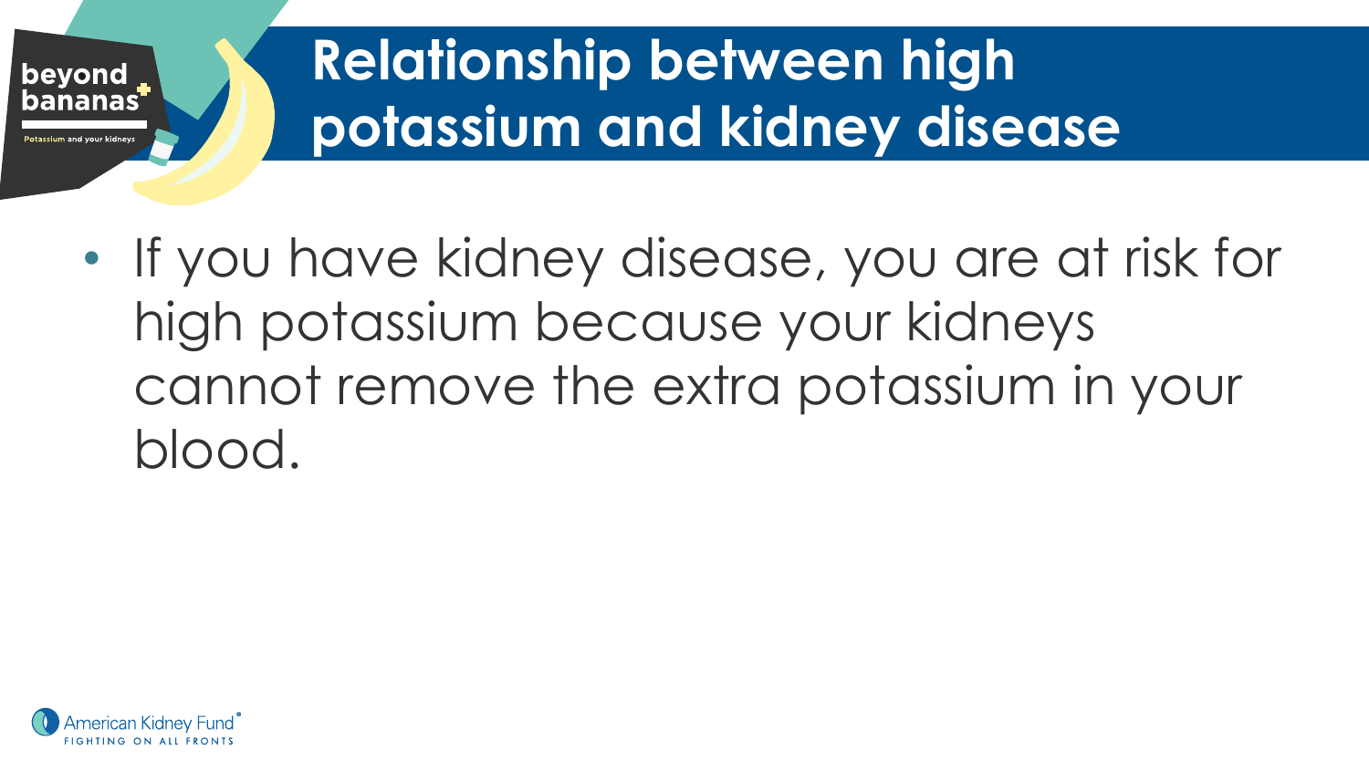# Relationship between high potassium and kidney disease

- If you have kidney disease, you are at risk for high potassium because your kidneys cannot remove the extra potassium in your blood.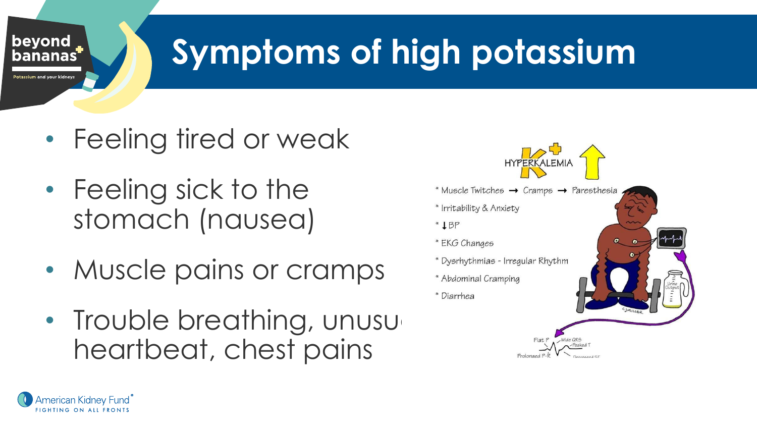# Symptoms of high potassium

- Feeling tired or weak
- Feeling sick to the stomach (nausea)
- Muscle pains or cramps
- Trouble breathing, unusu heartbeat, chest pains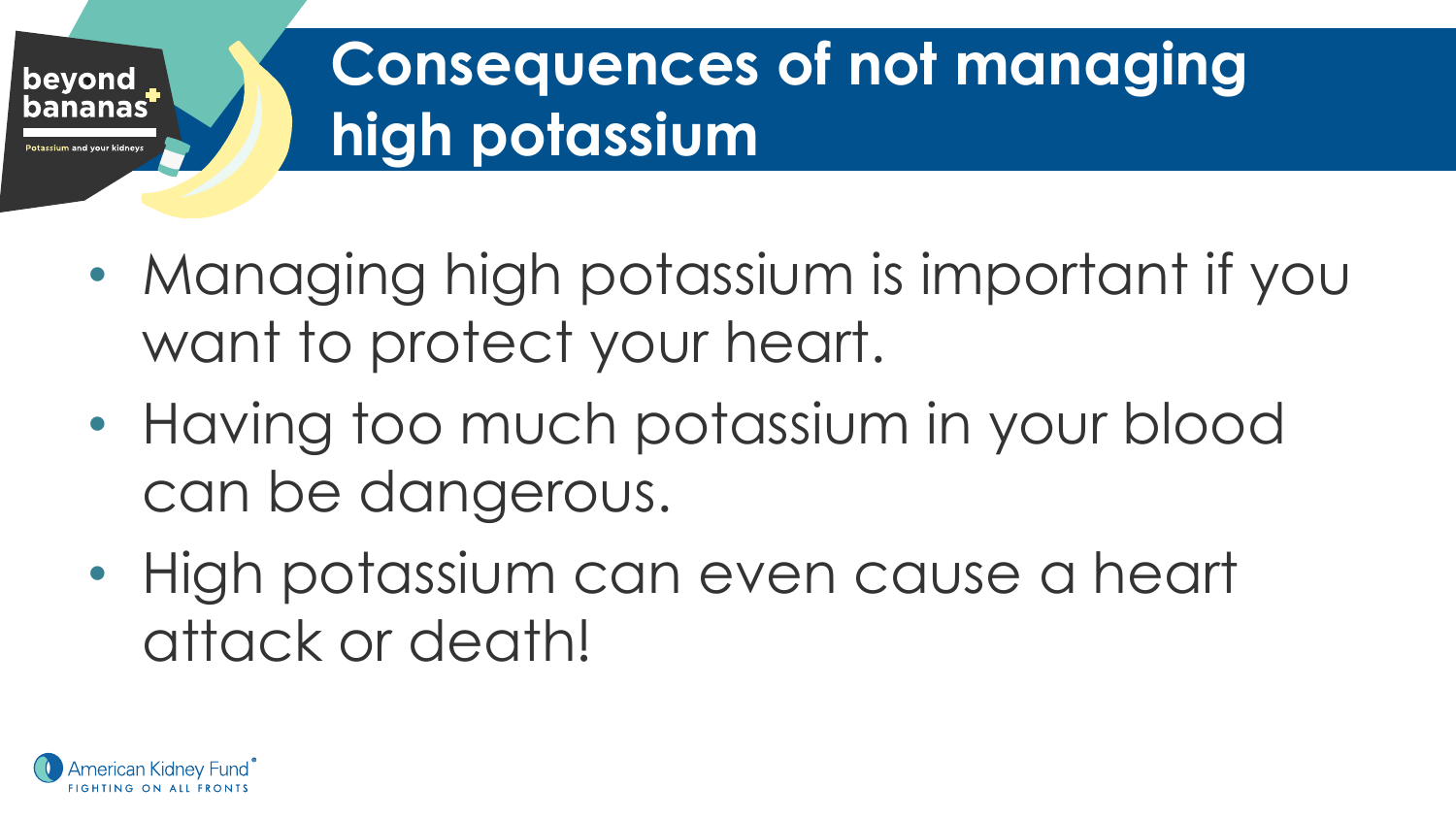# Consequences of not managing high potassium

- Managing high potassium is important if you want to protect your heart.
- Having too much potassium in your blood can be dangerous.
- High potassium can even cause a heart attack or death!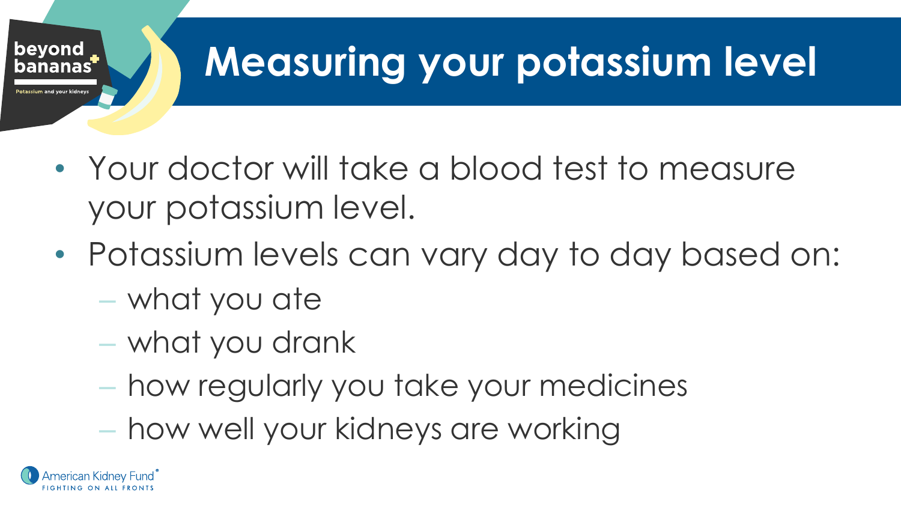# Measuring your potassium level

- Your doctor will take a blood test to measure your potassium level.
- Potassium levels can vary day to day based on:
  - what you ate
  - what you drank
  - how regularly you take your medicines
  - how well your kidneys are working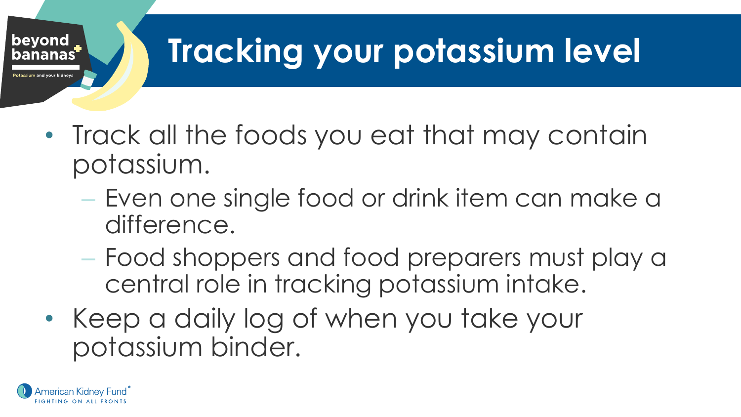# Tracking your potassium level

- Track all the foods you eat that may contain potassium.
  - Even one single food or drink item can make a difference.
  - Food shoppers and food preparers must play a central role in tracking potassium intake.
- Keep a daily log of when you take your potassium binder.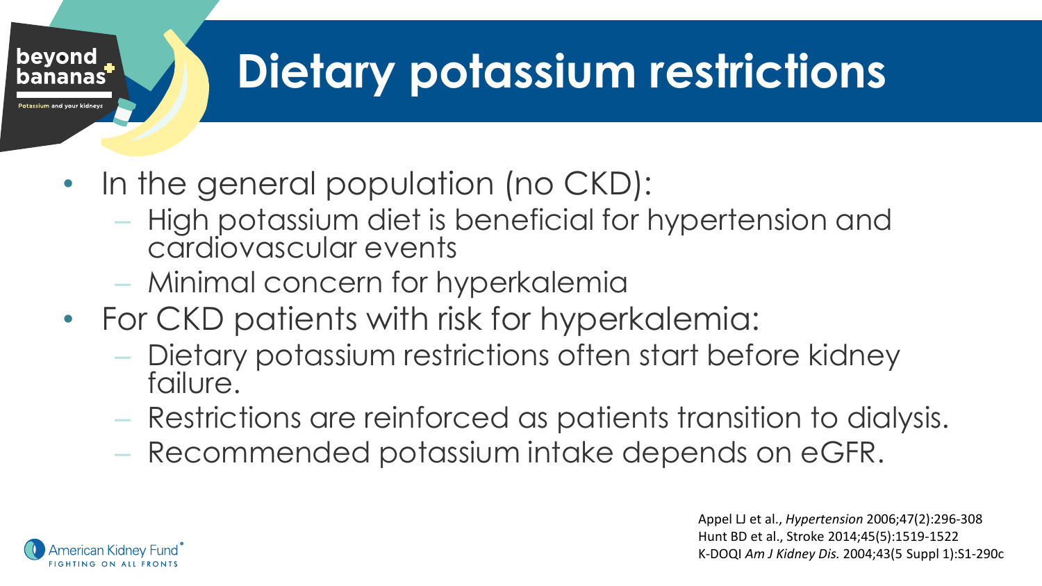# Dietary potassium restrictions

- In the general population (no CKD):
  - High potassium diet is beneficial for hypertension and cardiovascular events
  - Minimal concern for hyperkalemia
- For CKD patients with risk for hyperkalemia:
  - Dietary potassium restrictions often start before kidney failure.
  - Restrictions are reinforced as patients transition to dialysis.
  - Recommended potassium intake depends on eGFR.

Appel LJ et al., *Hypertension* 2006;47(2):296-308
Hunt BD et al., Stroke 2014;45(5):1519-1522
K-DOQI *Am J Kidney Dis.* 2004;43(5 Suppl 1):S1-290c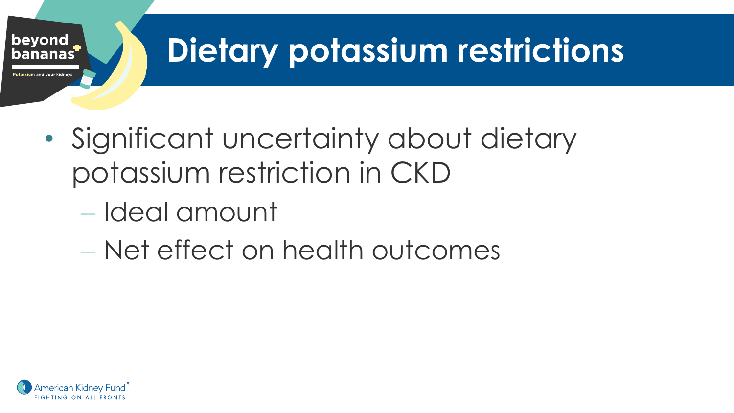# Dietary potassium restrictions

- Significant uncertainty about dietary potassium restriction in CKD
  - Ideal amount
  - Net effect on health outcomes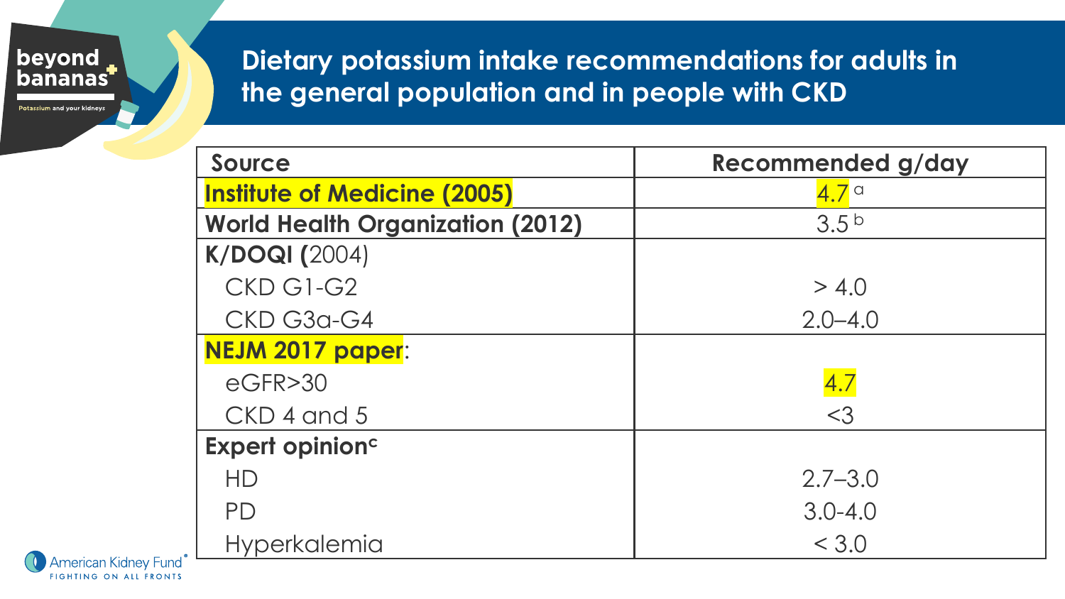# Dietary potassium intake recommendations for adults in the general population and in people with CKD

| Source | Recommended g/day |
| --- | --- |
| **Institute of Medicine (2005)** | 4.7 [a] |
| **World Health Organization (2012)** | 3.5 [b] |
| **K/DOQI** (2004) | |
| CKD G1-G2 | > 4.0 |
| CKD G3a-G4 | 2.0–4.0 |
| **NEJM 2017 paper**: | |
| eGFR>30 | 4.7 |
| CKD 4 and 5 | <3 |
| **Expert opinion**[c] | |
| HD | 2.7–3.0 |
| PD | 3.0-4.0 |
| Hyperkalemia | < 3.0 |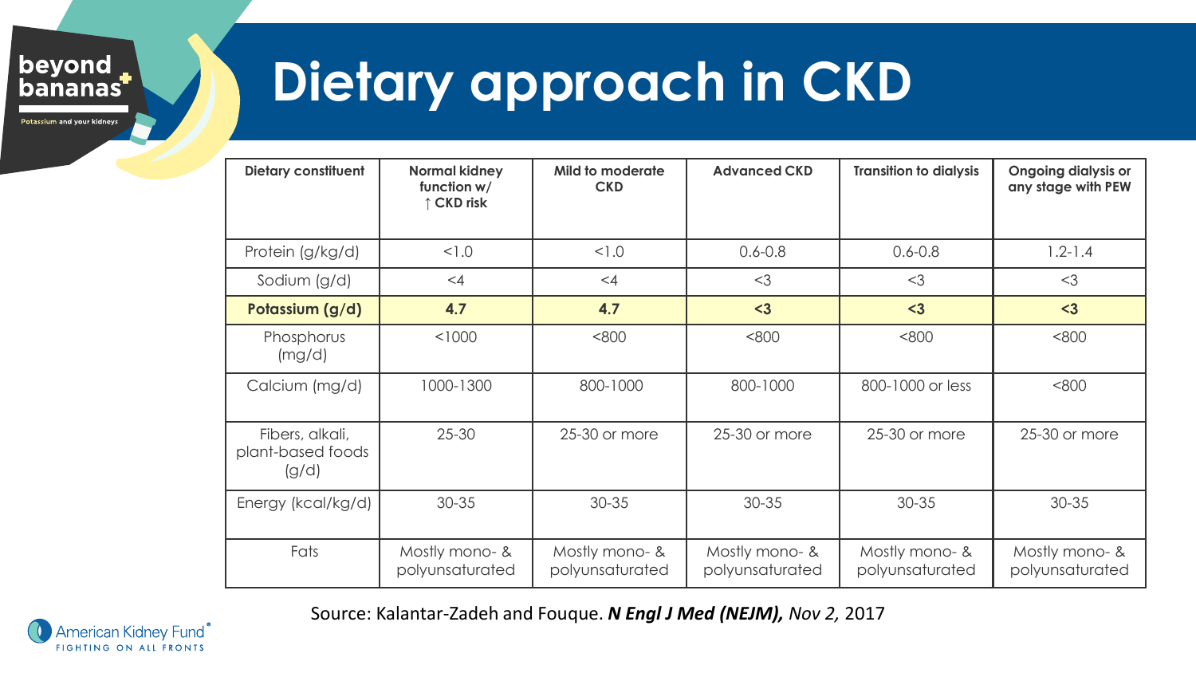# Dietary approach in CKD

| Dietary constituent | Normal kidney function w/ ↑ CKD risk | Mild to moderate CKD | Advanced CKD | Transition to dialysis | Ongoing dialysis or any stage with PEW |
|---|---|---|---|---|---|
| Protein (g/kg/d) | <1.0 | <1.0 | 0.6-0.8 | 0.6-0.8 | 1.2-1.4 |
| Sodium (g/d) | <4 | <4 | <3 | <3 | <3 |
| **Potassium (g/d)** | **4.7** | **4.7** | **<3** | **<3** | **<3** |
| Phosphorus (mg/d) | <1000 | <800 | <800 | <800 | <800 |
| Calcium (mg/d) | 1000-1300 | 800-1000 | 800-1000 | 800-1000 or less | <800 |
| Fibers, alkali, plant-based foods (g/d) | 25-30 | 25-30 or more | 25-30 or more | 25-30 or more | 25-30 or more |
| Energy (kcal/kg/d) | 30-35 | 30-35 | 30-35 | 30-35 | 30-35 |
| Fats | Mostly mono- & polyunsaturated | Mostly mono- & polyunsaturated | Mostly mono- & polyunsaturated | Mostly mono- & polyunsaturated | Mostly mono- & polyunsaturated |

Source: Kalantar-Zadeh and Fouque. ***N Engl J Med (NEJM),*** *Nov 2,* 2017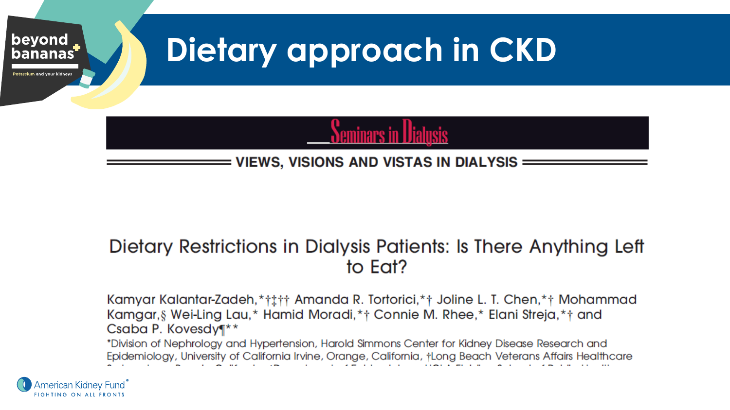# Dietary approach in CKD

Seminars in Dialysis

VIEWS, VISIONS AND VISTAS IN DIALYSIS

## Dietary Restrictions in Dialysis Patients: Is There Anything Left to Eat?

Kamyar Kalantar-Zadeh,*†‡†† Amanda R. Tortorici,*† Joline L. T. Chen,*† Mohammad Kamgar,§ Wei-Ling Lau,* Hamid Moradi,*† Connie M. Rhee,* Elani Streja,*† and Csaba P. Kovesdy¶**

*Division of Nephrology and Hypertension, Harold Simmons Center for Kidney Disease Research and Epidemiology, University of California Irvine, Orange, California, †Long Beach Veterans Affairs Healthcare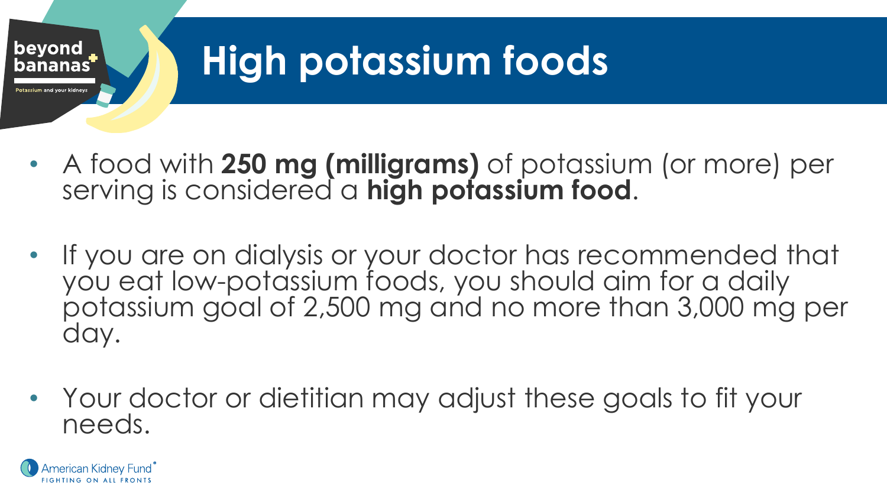# High potassium foods

- A food with **250 mg (milligrams)** of potassium (or more) per serving is considered a **high potassium food**.
- If you are on dialysis or your doctor has recommended that you eat low-potassium foods, you should aim for a daily potassium goal of 2,500 mg and no more than 3,000 mg per day.
- Your doctor or dietitian may adjust these goals to fit your needs.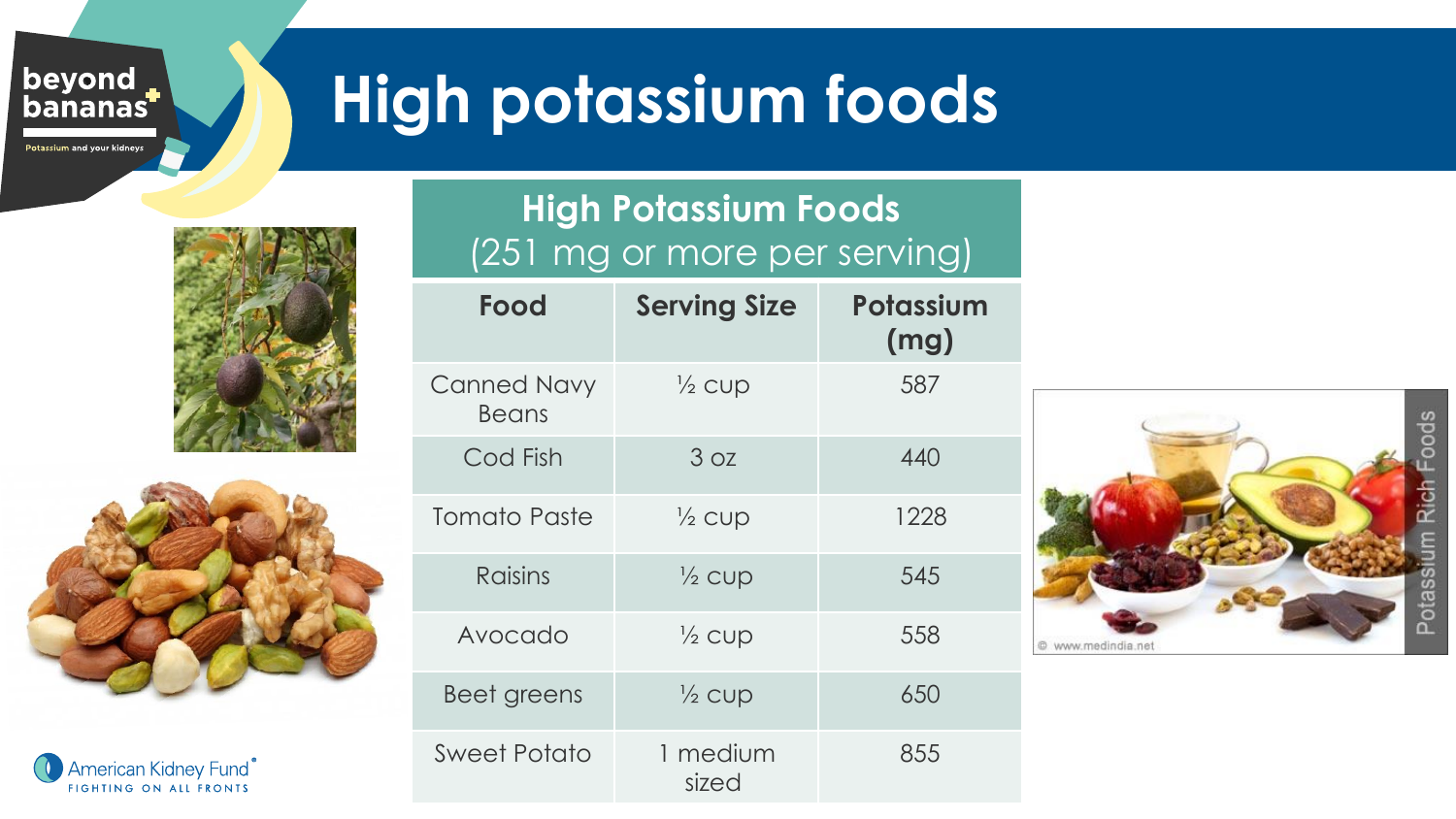# High potassium foods

| High Potassium Foods (251 mg or more per serving) | | |
|---|---|---|
| **Food** | **Serving Size** | **Potassium (mg)** |
| Canned Navy Beans | ½ cup | 587 |
| Cod Fish | 3 oz | 440 |
| Tomato Paste | ½ cup | 1228 |
| Raisins | ½ cup | 545 |
| Avocado | ½ cup | 558 |
| Beet greens | ½ cup | 650 |
| Sweet Potato | 1 medium sized | 855 |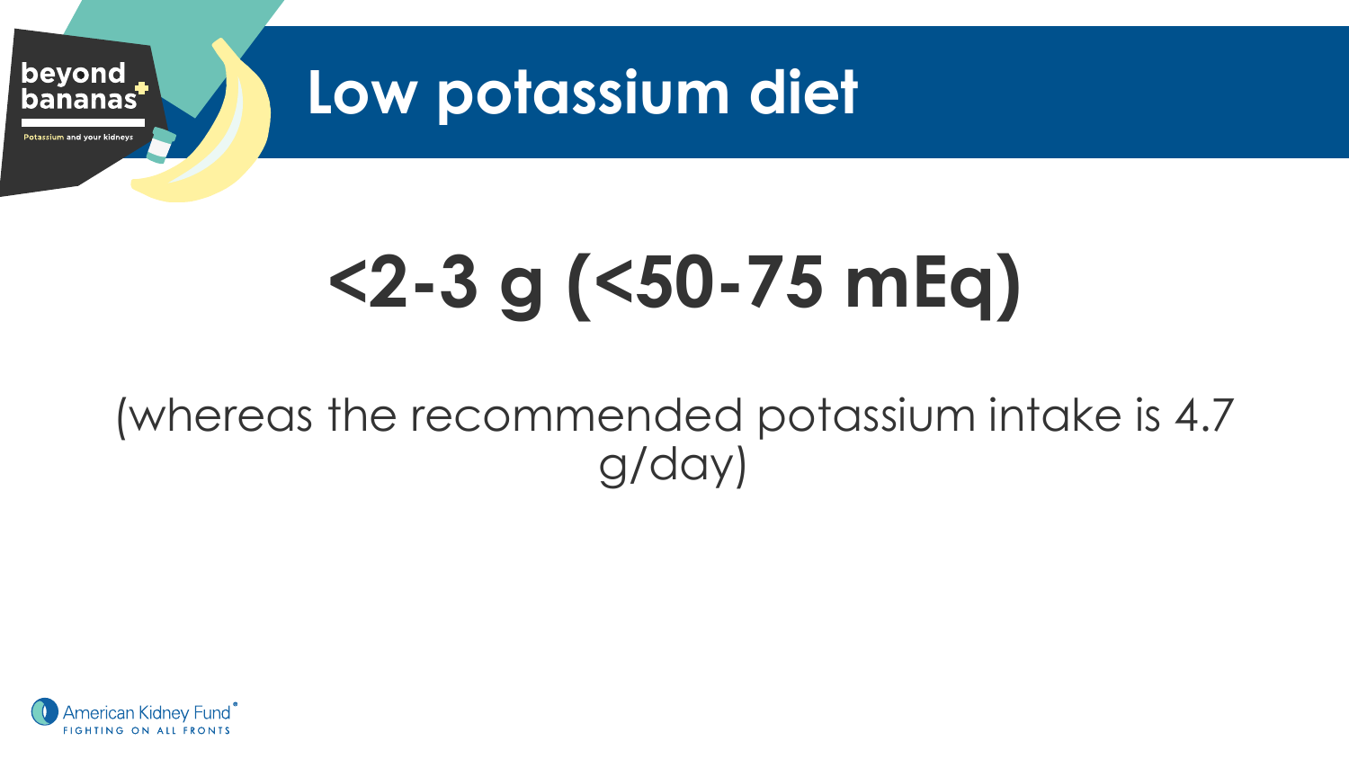# Low potassium diet

## <2-3 g (<50-75 mEq)

(whereas the recommended potassium intake is 4.7 g/day)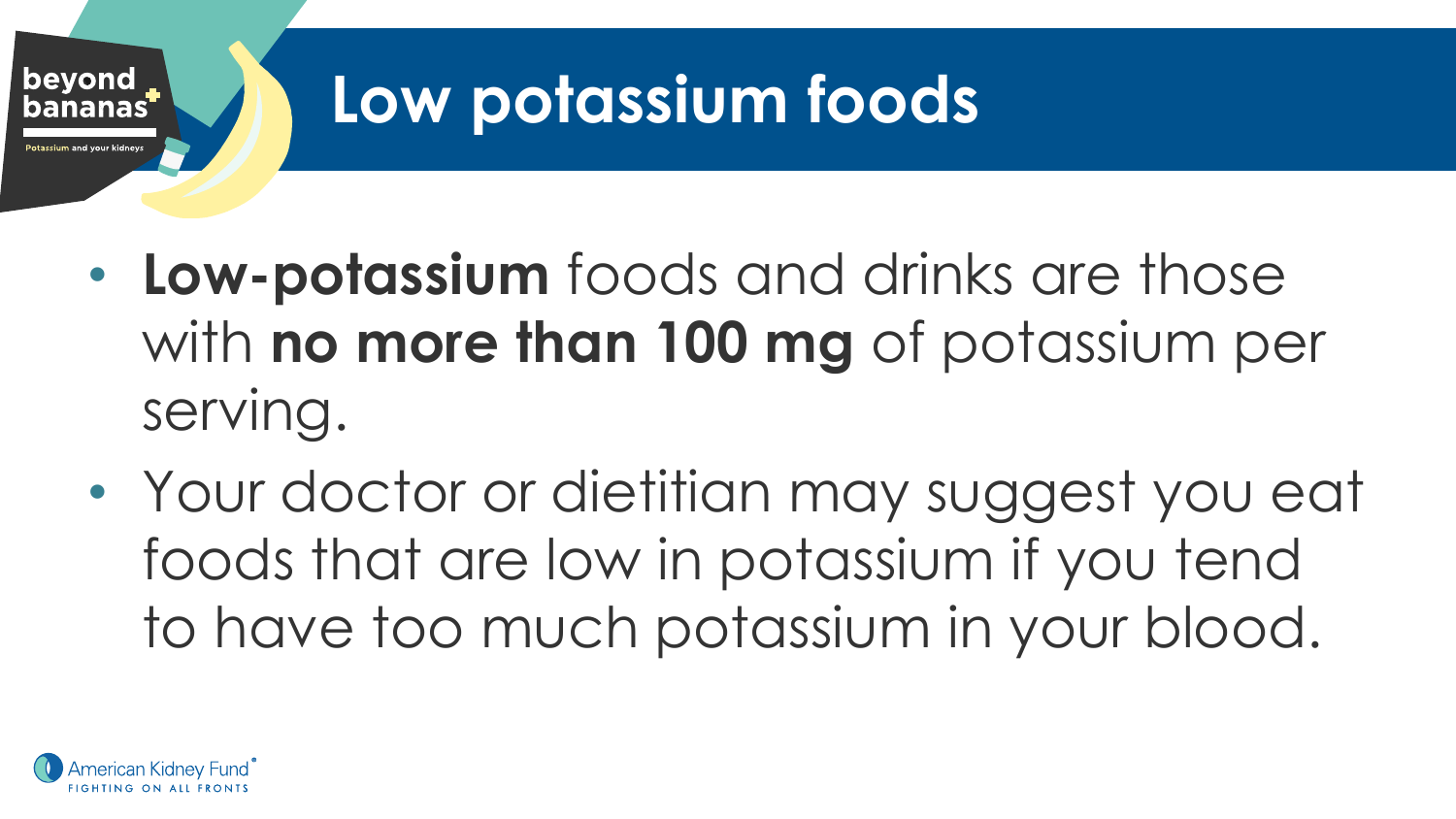# Low potassium foods

- **Low-potassium** foods and drinks are those with **no more than 100 mg** of potassium per serving.
- Your doctor or dietitian may suggest you eat foods that are low in potassium if you tend to have too much potassium in your blood.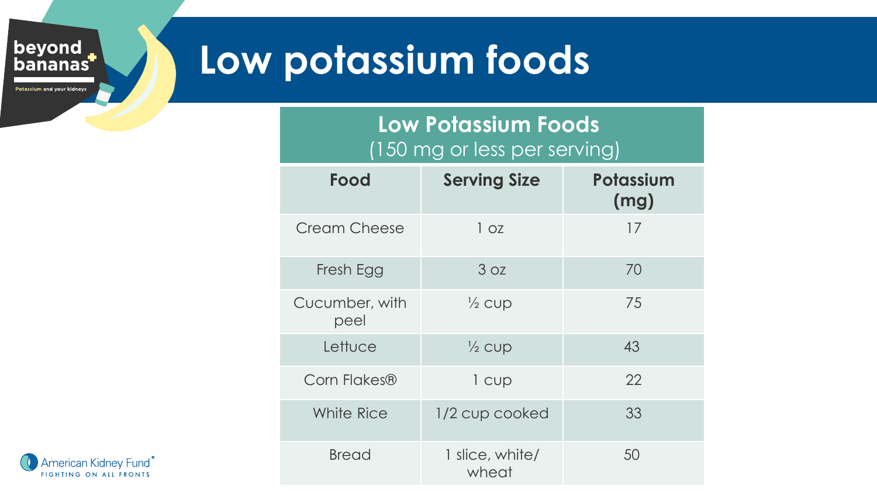# Low potassium foods

| **Low Potassium Foods** (150 mg or less per serving) | | |
|---|---|---|
| **Food** | **Serving Size** | **Potassium (mg)** |
| Cream Cheese | 1 oz | 17 |
| Fresh Egg | 3 oz | 70 |
| Cucumber, with peel | ½ cup | 75 |
| Lettuce | ½ cup | 43 |
| Corn Flakes® | 1 cup | 22 |
| White Rice | 1/2 cup cooked | 33 |
| Bread | 1 slice, white/ wheat | 50 |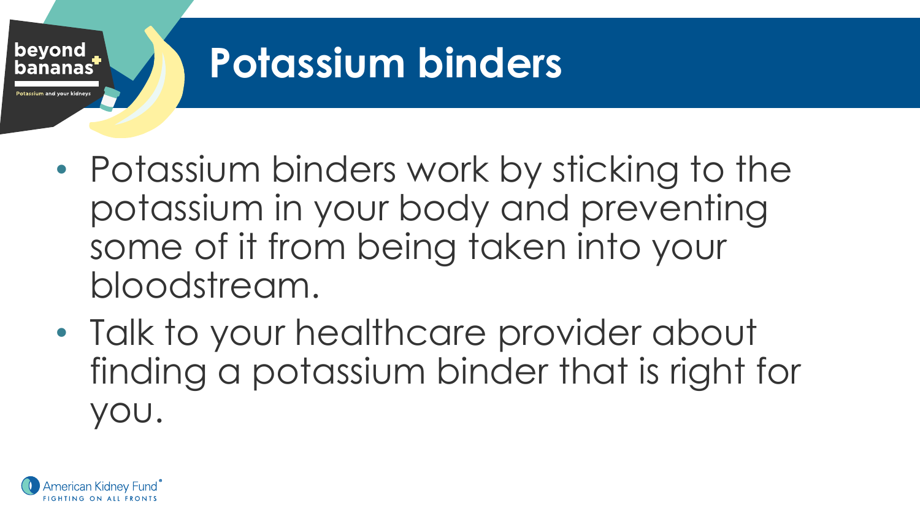# Potassium binders

- Potassium binders work by sticking to the potassium in your body and preventing some of it from being taken into your bloodstream.
- Talk to your healthcare provider about finding a potassium binder that is right for you.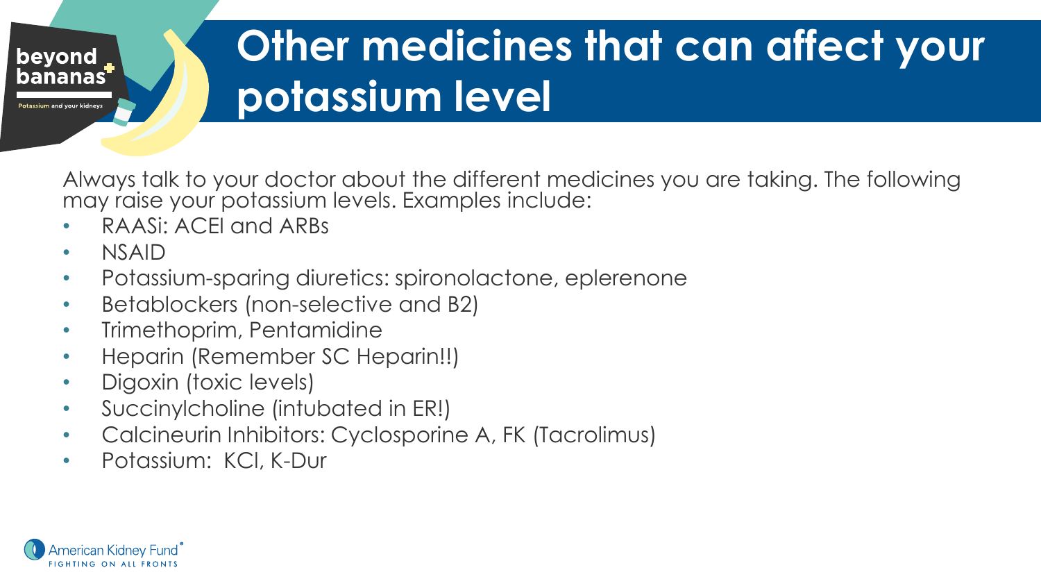# Other medicines that can affect your potassium level

Always talk to your doctor about the different medicines you are taking. The following may raise your potassium levels. Examples include:

- RAASi: ACEI and ARBs
- NSAID
- Potassium-sparing diuretics: spironolactone, eplerenone
- Betablockers (non-selective and B2)
- Trimethoprim, Pentamidine
- Heparin (Remember SC Heparin!!)
- Digoxin (toxic levels)
- Succinylcholine (intubated in ER!)
- Calcineurin Inhibitors: Cyclosporine A, FK (Tacrolimus)
- Potassium: KCl, K-Dur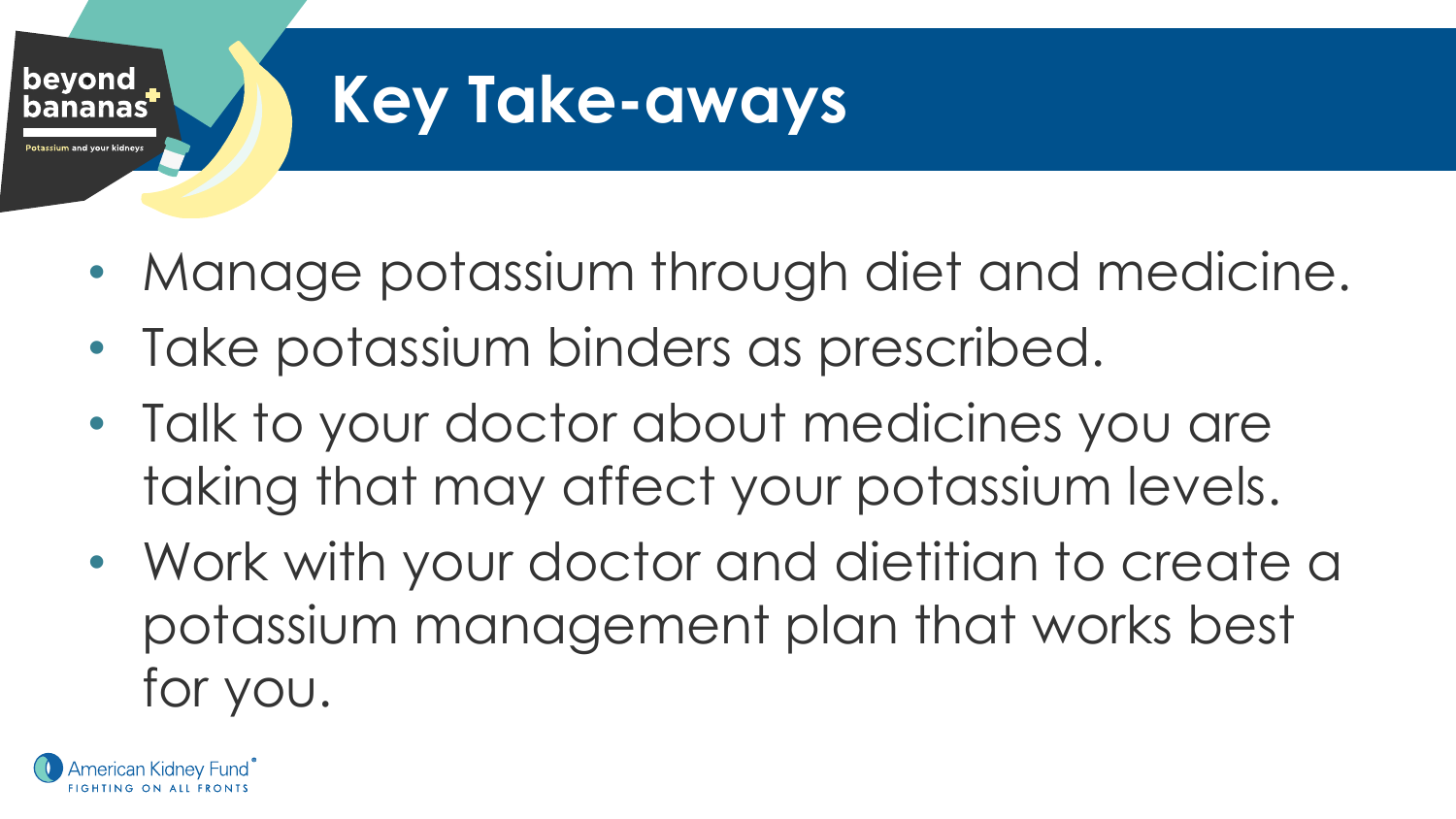# Key Take-aways

- Manage potassium through diet and medicine.
- Take potassium binders as prescribed.
- Talk to your doctor about medicines you are taking that may affect your potassium levels.
- Work with your doctor and dietitian to create a potassium management plan that works best for you.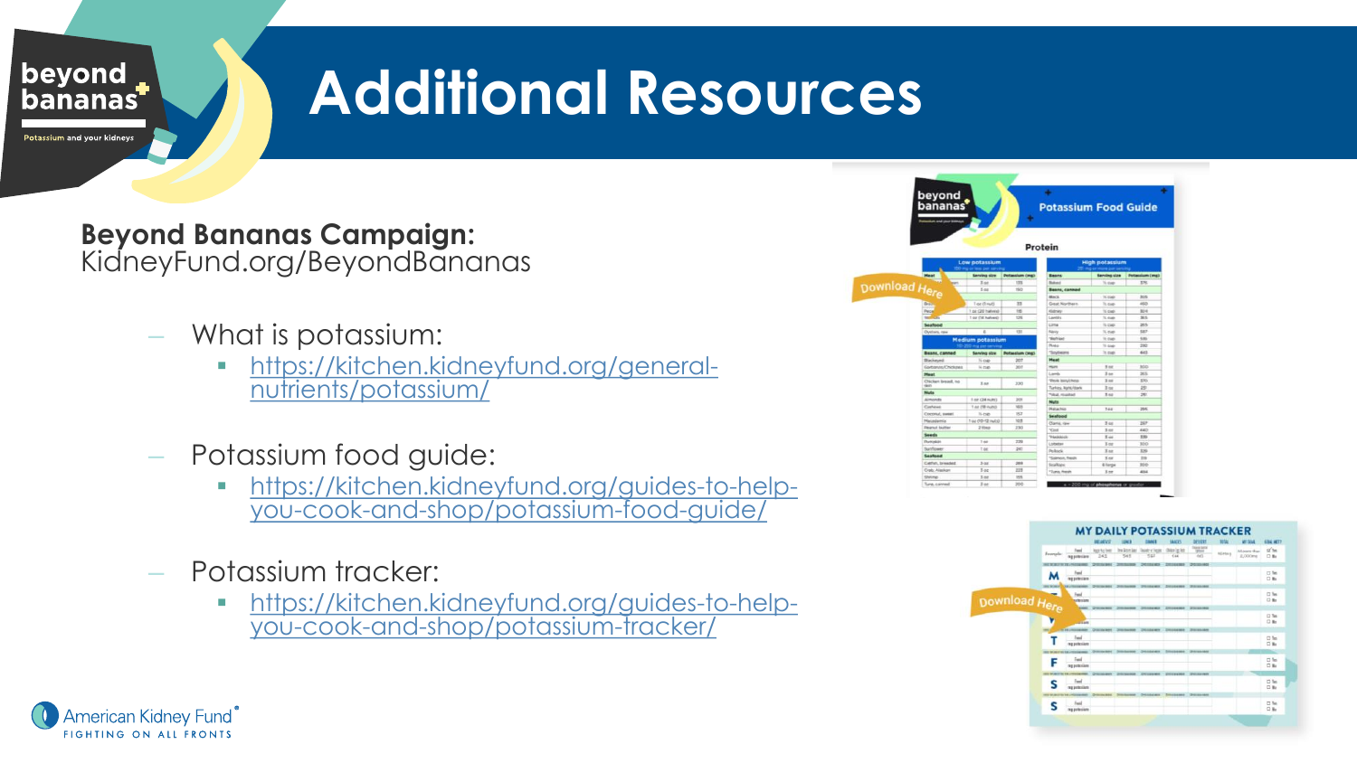# Additional Resources

**Beyond Bananas Campaign:**
KidneyFund.org/BeyondBananas

- What is potassium:
  - https://kitchen.kidneyfund.org/general-nutrients/potassium/
- Potassium food guide:
  - https://kitchen.kidneyfund.org/guides-to-help-you-cook-and-shop/potassium-food-guide/
- Potassium tracker:
  - https://kitchen.kidneyfund.org/guides-to-help-you-cook-and-shop/potassium-tracker/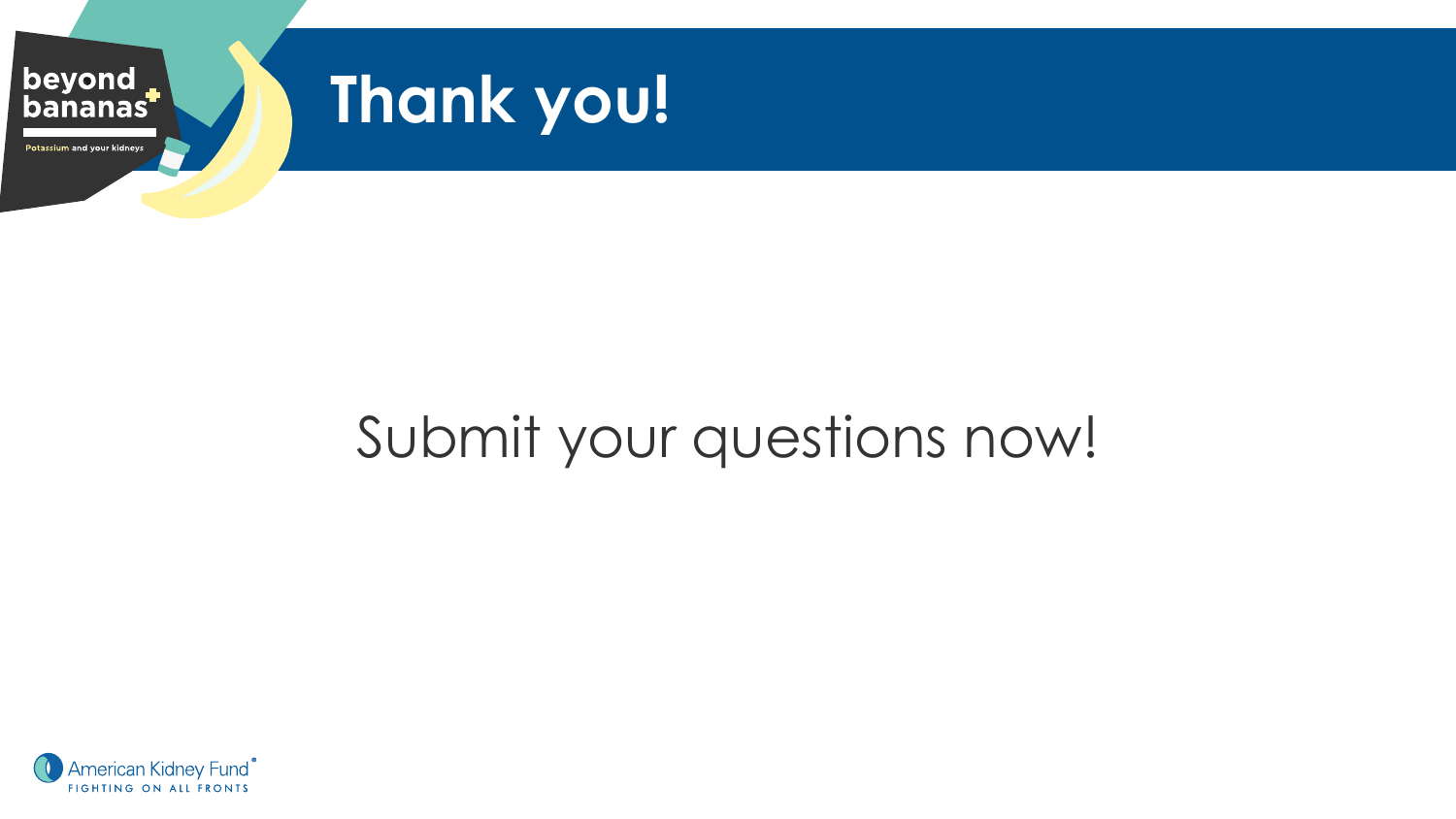# Thank you!

Submit your questions now!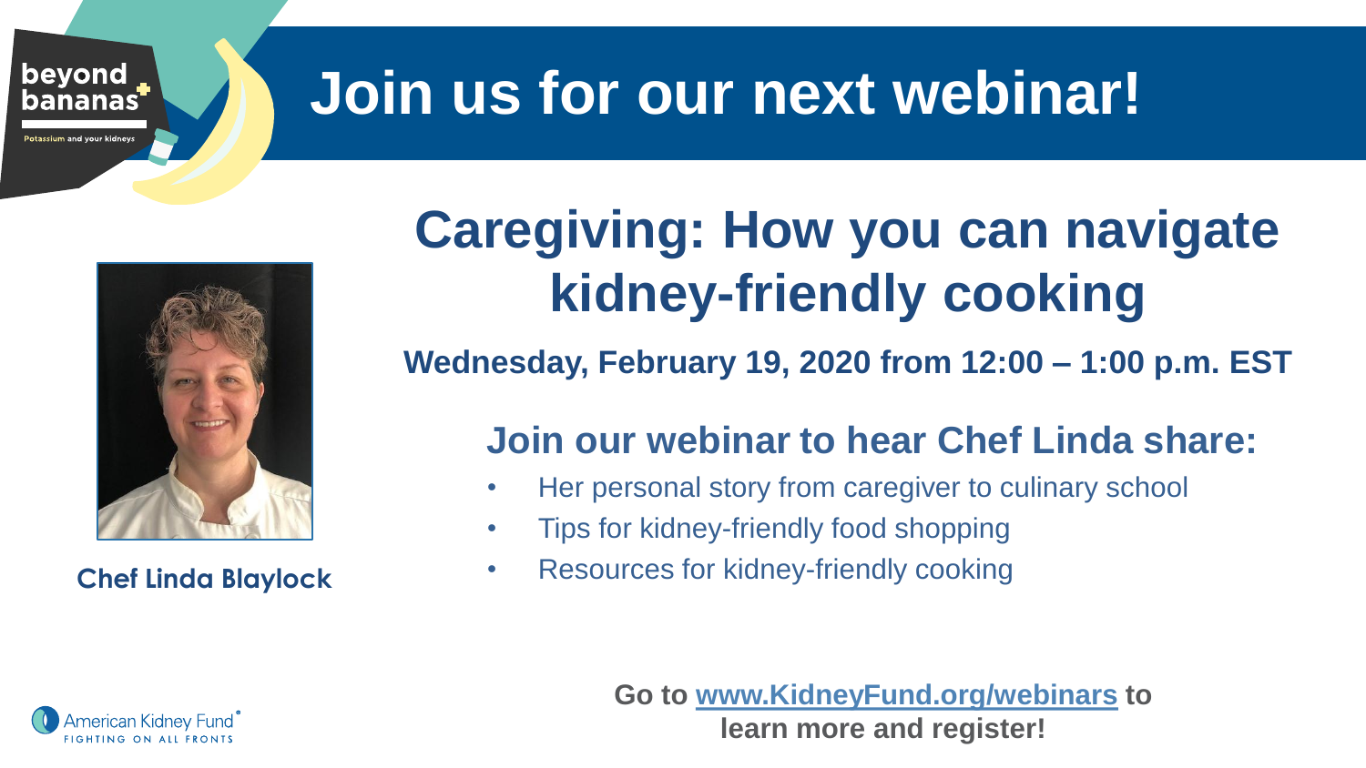beyond bananas

Potassium and your kidneys

# Join us for our next webinar!

## Caregiving: How you can navigate kidney-friendly cooking

**Wednesday, February 19, 2020 from 12:00 – 1:00 p.m. EST**

**Chef Linda Blaylock**

### Join our webinar to hear Chef Linda share:

- Her personal story from caregiver to culinary school
- Tips for kidney-friendly food shopping
- Resources for kidney-friendly cooking

**Go to [www.KidneyFund.org/webinars](http://www.KidneyFund.org/webinars) to learn more and register!**

American Kidney Fund® FIGHTING ON ALL FRONTS